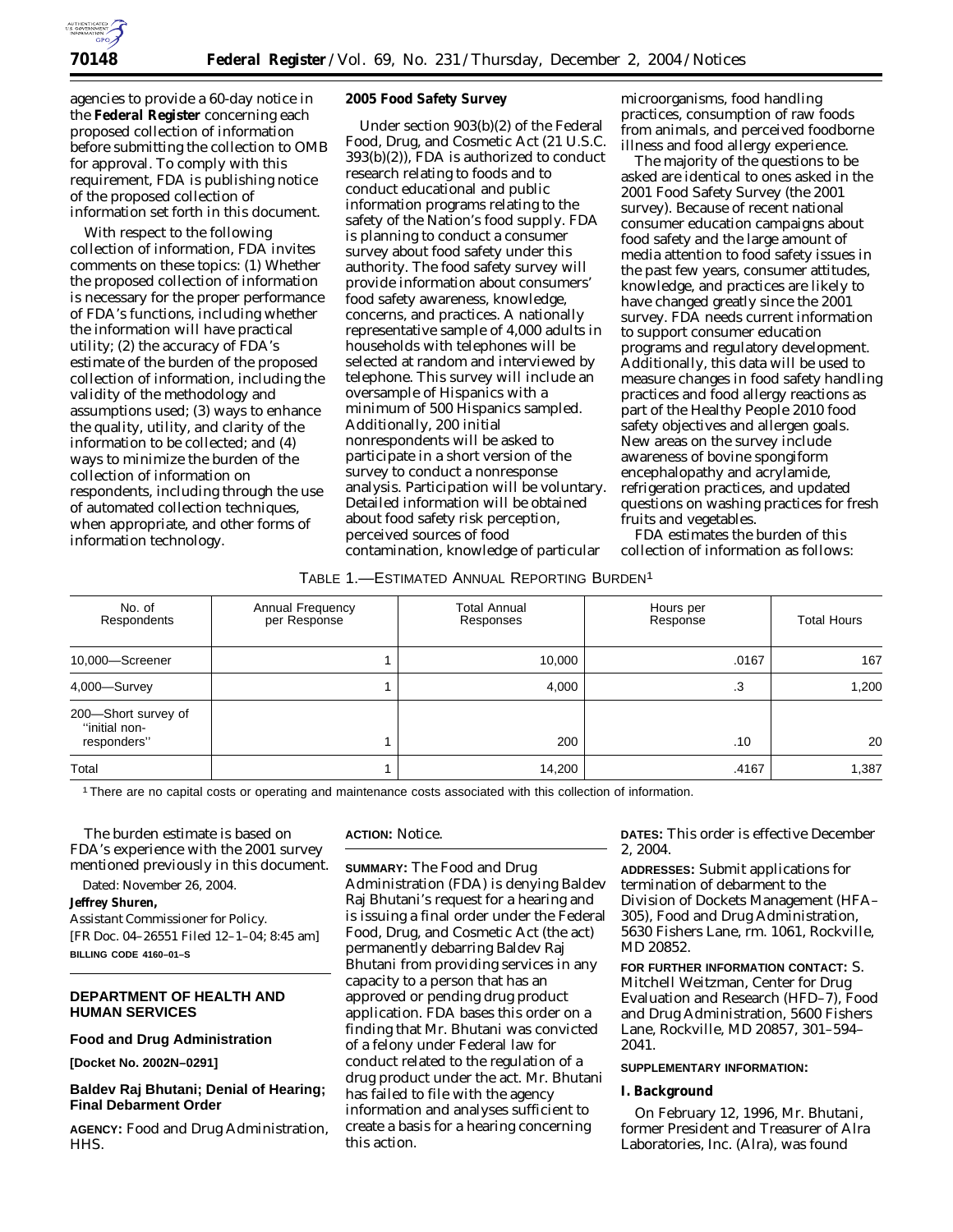agencies to provide a 60-day notice in the **Federal Register** concerning each proposed collection of information before submitting the collection to OMB for approval. To comply with this requirement, FDA is publishing notice of the proposed collection of information set forth in this document.

With respect to the following collection of information, FDA invites comments on these topics: (1) Whether the proposed collection of information is necessary for the proper performance of FDA's functions, including whether the information will have practical utility; (2) the accuracy of FDA's estimate of the burden of the proposed collection of information, including the validity of the methodology and assumptions used; (3) ways to enhance the quality, utility, and clarity of the information to be collected; and (4) ways to minimize the burden of the collection of information on respondents, including through the use of automated collection techniques, when appropriate, and other forms of information technology.

**2005 Food Safety Survey**

Under section 903(b)(2) of the Federal Food, Drug, and Cosmetic Act (21 U.S.C. 393(b)(2)), FDA is authorized to conduct research relating to foods and to conduct educational and public information programs relating to the safety of the Nation's food supply. FDA is planning to conduct a consumer survey about food safety under this authority. The food safety survey will provide information about consumers' food safety awareness, knowledge, concerns, and practices. A nationally representative sample of 4,000 adults in households with telephones will be selected at random and interviewed by telephone. This survey will include an oversample of Hispanics with a minimum of 500 Hispanics sampled. Additionally, 200 initial nonrespondents will be asked to participate in a short version of the survey to conduct a nonresponse analysis. Participation will be voluntary. Detailed information will be obtained about food safety risk perception, perceived sources of food contamination, knowledge of particular microorganisms, food handling practices, consumption of raw foods from animals, and perceived foodborne illness and food allergy experience.

The majority of the questions to be asked are identical to ones asked in the 2001 Food Safety Survey (the 2001 survey). Because of recent national consumer education campaigns about food safety and the large amount of media attention to food safety issues in the past few years, consumer attitudes, knowledge, and practices are likely to have changed greatly since the 2001 survey. FDA needs current information to support consumer education programs and regulatory development. Additionally, this data will be used to measure changes in food safety handling practices and food allergy reactions as part of the Healthy People 2010 food safety objectives and allergen goals. New areas on the survey include awareness of bovine spongiform encephalopathy and acrylamide, refrigeration practices, and updated questions on washing practices for fresh fruits and vegetables.

FDA estimates the burden of this collection of information as follows:

TABLE 1.—ESTIMATED ANNUAL REPORTING BURDEN[1]

| No. of Respondents | Annual Frequency per Response | Total Annual Responses | Hours per Response | Total Hours |
|---|---|---|---|---|
| 10,000—Screener | 1 | 10,000 | .0167 | 167 |
| 4,000—Survey | 1 | 4,000 | .3 | 1,200 |
| 200—Short survey of "initial non-responders" | 1 | 200 | .10 | 20 |
| Total | 1 | 14,200 | .4167 | 1,387 |

[1] There are no capital costs or operating and maintenance costs associated with this collection of information.

The burden estimate is based on FDA's experience with the 2001 survey mentioned previously in this document.

Dated: November 26, 2004.

**Jeffrey Shuren,**

*Assistant Commissioner for Policy.*

[FR Doc. 04–26551 Filed 12–1–04; 8:45 am]

**BILLING CODE 4160–01–S**

## DEPARTMENT OF HEALTH AND HUMAN SERVICES

### Food and Drug Administration

**[Docket No. 2002N–0291]**

### Baldev Raj Bhutani; Denial of Hearing; Final Debarment Order

**AGENCY:** Food and Drug Administration, HHS.

**ACTION:** Notice.

**SUMMARY:** The Food and Drug Administration (FDA) is denying Baldev Raj Bhutani's request for a hearing and is issuing a final order under the Federal Food, Drug, and Cosmetic Act (the act) permanently debarring Baldev Raj Bhutani from providing services in any capacity to a person that has an approved or pending drug product application. FDA bases this order on a finding that Mr. Bhutani was convicted of a felony under Federal law for conduct related to the regulation of a drug product under the act. Mr. Bhutani has failed to file with the agency information and analyses sufficient to create a basis for a hearing concerning this action.

**DATES:** This order is effective December 2, 2004.

**ADDRESSES:** Submit applications for termination of debarment to the Division of Dockets Management (HFA–305), Food and Drug Administration, 5630 Fishers Lane, rm. 1061, Rockville, MD 20852.

**FOR FURTHER INFORMATION CONTACT:** S. Mitchell Weitzman, Center for Drug Evaluation and Research (HFD–7), Food and Drug Administration, 5600 Fishers Lane, Rockville, MD 20857, 301–594–2041.

**SUPPLEMENTARY INFORMATION:**

**I. Background**

On February 12, 1996, Mr. Bhutani, former President and Treasurer of Alra Laboratories, Inc. (Alra), was found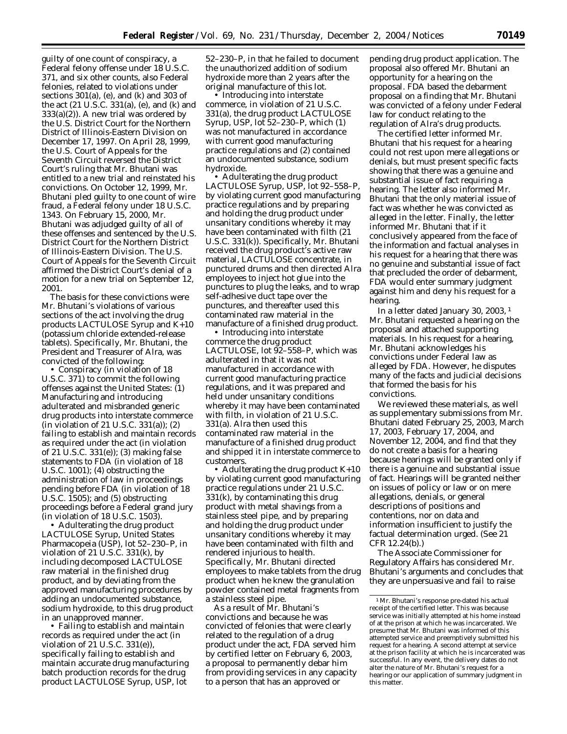guilty of one count of conspiracy, a Federal felony offense under 18 U.S.C. 371, and six other counts, also Federal felonies, related to violations under sections 301(a), (e), and (k) and 303 of the act (21 U.S.C. 331(a), (e), and (k) and 333(a)(2)). A new trial was ordered by the U.S. District Court for the Northern District of Illinois-Eastern Division on December 17, 1997. On April 28, 1999, the U.S. Court of Appeals for the Seventh Circuit reversed the District Court's ruling that Mr. Bhutani was entitled to a new trial and reinstated his convictions. On October 12, 1999, Mr. Bhutani pled guilty to one count of wire fraud, a Federal felony under 18 U.S.C. 1343. On February 15, 2000, Mr. Bhutani was adjudged guilty of all of these offenses and sentenced by the U.S. District Court for the Northern District of Illinois-Eastern Division. The U.S. Court of Appeals for the Seventh Circuit affirmed the District Court's denial of a motion for a new trial on September 12, 2001.

The basis for these convictions were Mr. Bhutani's violations of various sections of the act involving the drug products LACTULOSE Syrup and K+10 (potassium chloride extended-release tablets). Specifically, Mr. Bhutani, the President and Treasurer of Alra, was convicted of the following:

- Conspiracy (in violation of 18 U.S.C. 371) to commit the following offenses against the United States: (1) Manufacturing and introducing adulterated and misbranded generic drug products into interstate commerce (in violation of 21 U.S.C. 331(a)); (2) failing to establish and maintain records as required under the act (in violation of 21 U.S.C. 331(e)); (3) making false statements to FDA (in violation of 18 U.S.C. 1001); (4) obstructing the administration of law in proceedings pending before FDA (in violation of 18 U.S.C. 1505); and (5) obstructing proceedings before a Federal grand jury (in violation of 18 U.S.C. 1503).
- Adulterating the drug product LACTULOSE Syrup, United States Pharmacopeia (USP), lot 52–230–P, in violation of 21 U.S.C. 331(k), by including decomposed LACTULOSE raw material in the finished drug product, and by deviating from the approved manufacturing procedures by adding an undocumented substance, sodium hydroxide, to this drug product in an unapproved manner.
- Failing to establish and maintain records as required under the act (in violation of 21 U.S.C. 331(e)), specifically failing to establish and maintain accurate drug manufacturing batch production records for the drug product LACTULOSE Syrup, USP, lot 52–230–P, in that he failed to document the unauthorized addition of sodium hydroxide more than 2 years after the original manufacture of this lot.
- Introducing into interstate commerce, in violation of 21 U.S.C. 331(a), the drug product LACTULOSE Syrup, USP, lot 52–230–P, which (1) was not manufactured in accordance with current good manufacturing practice regulations and (2) contained an undocumented substance, sodium hydroxide.
- Adulterating the drug product LACTULOSE Syrup, USP, lot 92–558–P, by violating current good manufacturing practice regulations and by preparing and holding the drug product under unsanitary conditions whereby it may have been contaminated with filth (21 U.S.C. 331(k)). Specifically, Mr. Bhutani received the drug product's active raw material, LACTULOSE concentrate, in punctured drums and then directed Alra employees to inject hot glue into the punctures to plug the leaks, and to wrap self-adhesive duct tape over the punctures, and thereafter used this contaminated raw material in the manufacture of a finished drug product.
- Introducing into interstate commerce the drug product LACTULOSE, lot 92–558–P, which was adulterated in that it was not manufactured in accordance with current good manufacturing practice regulations, and it was prepared and held under unsanitary conditions whereby it may have been contaminated with filth, in violation of 21 U.S.C. 331(a). Alra then used this contaminated raw material in the manufacture of a finished drug product and shipped it in interstate commerce to customers.
- Adulterating the drug product K+10 by violating current good manufacturing practice regulations under 21 U.S.C. 331(k), by contaminating this drug product with metal shavings from a stainless steel pipe, and by preparing and holding the drug product under unsanitary conditions whereby it may have been contaminated with filth and rendered injurious to health. Specifically, Mr. Bhutani directed employees to make tablets from the drug product when he knew the granulation powder contained metal fragments from a stainless steel pipe.

As a result of Mr. Bhutani's convictions and because he was convicted of felonies that were clearly related to the regulation of a drug product under the act, FDA served him by certified letter on February 6, 2003, a proposal to permanently debar him from providing services in any capacity to a person that has an approved or pending drug product application. The proposal also offered Mr. Bhutani an opportunity for a hearing on the proposal. FDA based the debarment proposal on a finding that Mr. Bhutani was convicted of a felony under Federal law for conduct relating to the regulation of Alra's drug products.

The certified letter informed Mr. Bhutani that his request for a hearing could not rest upon mere allegations or denials, but must present specific facts showing that there was a genuine and substantial issue of fact requiring a hearing. The letter also informed Mr. Bhutani that the only material issue of fact was whether he was convicted as alleged in the letter. Finally, the letter informed Mr. Bhutani that if it conclusively appeared from the face of the information and factual analyses in his request for a hearing that there was no genuine and substantial issue of fact that precluded the order of debarment, FDA would enter summary judgment against him and deny his request for a hearing.

In a letter dated January 30, 2003,[1] Mr. Bhutani requested a hearing on the proposal and attached supporting materials. In his request for a hearing, Mr. Bhutani acknowledges his convictions under Federal law as alleged by FDA. However, he disputes many of the facts and judicial decisions that formed the basis for his convictions.

We reviewed these materials, as well as supplementary submissions from Mr. Bhutani dated February 25, 2003, March 17, 2003, February 17, 2004, and November 12, 2004, and find that they do not create a basis for a hearing because hearings will be granted only if there is a genuine and substantial issue of fact. Hearings will be granted neither on issues of policy or law or on mere allegations, denials, or general descriptions of positions and contentions, nor on data and information insufficient to justify the factual determination urged. (See 21 CFR 12.24(b).)

The Associate Commissioner for Regulatory Affairs has considered Mr. Bhutani's arguments and concludes that they are unpersuasive and fail to raise

[1] Mr. Bhutani's response pre-dated his actual receipt of the certified letter. This was because service was initially attempted at his home instead of at the prison at which he was incarcerated. We presume that Mr. Bhutani was informed of this attempted service and preemptively submitted his request for a hearing. A second attempt at service at the prison facility at which he is incarcerated was successful. In any event, the delivery dates do not alter the nature of Mr. Bhutani's request for a hearing or our application of summary judgment in this matter.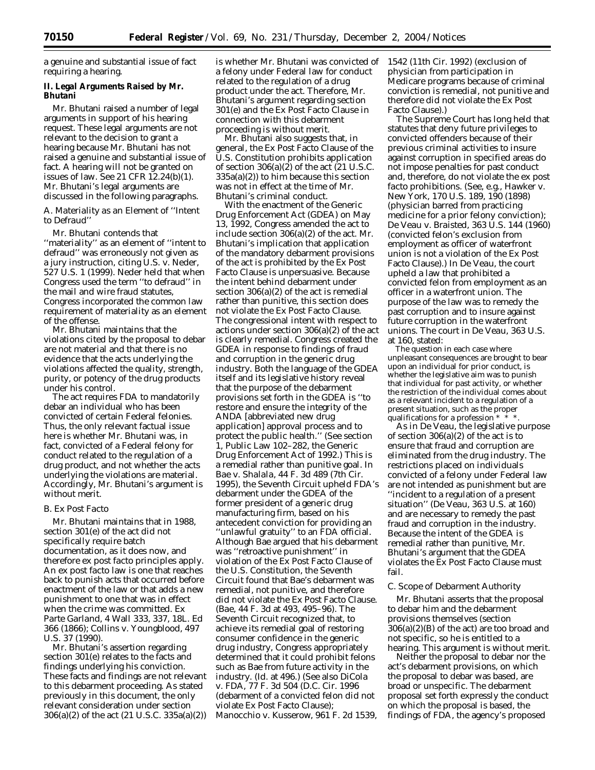a genuine and substantial issue of fact requiring a hearing.

## II. Legal Arguments Raised by Mr. Bhutani

Mr. Bhutani raised a number of legal arguments in support of his hearing request. These legal arguments are not relevant to the decision to grant a hearing because Mr. Bhutani has not raised a genuine and substantial issue of fact. A hearing will not be granted on issues of law. See 21 CFR 12.24(b)(1). Mr. Bhutani's legal arguments are discussed in the following paragraphs.

### A. Materiality as an Element of ''Intent to Defraud''

Mr. Bhutani contends that ''materiality'' as an element of ''intent to defraud'' was erroneously not given as a jury instruction, citing *U.S.* v. *Neder*, 527 U.S. 1 (1999). *Neder* held that when Congress used the term ''to defraud'' in the mail and wire fraud statutes, Congress incorporated the common law requirement of materiality as an element of the offense.

Mr. Bhutani maintains that the violations cited by the proposal to debar are not material and that there is no evidence that the acts underlying the violations affected the quality, strength, purity, or potency of the drug products under his control.

The act requires FDA to mandatorily debar an individual who has been convicted of certain Federal felonies. Thus, the only relevant factual issue here is whether Mr. Bhutani was, in fact, convicted of a Federal felony for conduct related to the regulation of a drug product, and not whether the acts underlying the violations are material. Accordingly, Mr. Bhutani's argument is without merit.

### B. Ex Post Facto

Mr. Bhutani maintains that in 1988, section 301(e) of the act did not specifically require batch documentation, as it does now, and therefore ex post facto principles apply. An ex post facto law is one that reaches back to punish acts that occurred before enactment of the law or that adds a new punishment to one that was in effect when the crime was committed. *Ex Parte Garland*, 4 Wall 333, 337, 18L. Ed 366 (1866); *Collins* v. *Youngblood*, 497 U.S. 37 (1990).

Mr. Bhutani's assertion regarding section 301(e) relates to the facts and findings underlying his conviction. These facts and findings are not relevant to this debarment proceeding. As stated previously in this document, the only relevant consideration under section 306(a)(2) of the act (21 U.S.C. 335a(a)(2)) is whether Mr. Bhutani was convicted of a felony under Federal law for conduct related to the regulation of a drug product under the act. Therefore, Mr. Bhutani's argument regarding section 301(e) and the Ex Post Facto Clause in connection with this debarment proceeding is without merit.

Mr. Bhutani also suggests that, in general, the Ex Post Facto Clause of the U.S. Constitution prohibits application of section 306(a)(2) of the act (21 U.S.C. 335a(a)(2)) to him because this section was not in effect at the time of Mr. Bhutani's criminal conduct.

With the enactment of the Generic Drug Enforcement Act (GDEA) on May 13, 1992, Congress amended the act to include section 306(a)(2) of the act. Mr. Bhutani's implication that application of the mandatory debarment provisions of the act is prohibited by the Ex Post Facto Clause is unpersuasive. Because the intent behind debarment under section 306(a)(2) of the act is remedial rather than punitive, this section does not violate the Ex Post Facto Clause. The congressional intent with respect to actions under section 306(a)(2) of the act is clearly remedial. Congress created the GDEA in response to findings of fraud and corruption in the generic drug industry. Both the language of the GDEA itself and its legislative history reveal that the purpose of the debarment provisions set forth in the GDEA is ''to restore and ensure the integrity of the ANDA [abbreviated new drug application] approval process and to protect the public health.'' (See section 1, Public Law 102–282, the Generic Drug Enforcement Act of 1992.) This is a remedial rather than punitive goal. In *Bae* v. *Shalala*, 44 F. 3d 489 (7th Cir. 1995), the Seventh Circuit upheld FDA's debarment under the GDEA of the former president of a generic drug manufacturing firm, based on his antecedent conviction for providing an ''unlawful gratuity'' to an FDA official. Although Bae argued that his debarment was ''retroactive punishment'' in violation of the Ex Post Facto Clause of the U.S. Constitution, the Seventh Circuit found that Bae's debarment was remedial, not punitive, and therefore did not violate the Ex Post Facto Clause. (*Bae*, 44 F. 3d at 493, 495–96). The Seventh Circuit recognized that, to achieve its remedial goal of restoring consumer confidence in the generic drug industry, Congress appropriately determined that it could prohibit felons such as Bae from future activity in the industry. (*Id.* at 496.) (See also *DiCola* v. *FDA*, 77 F. 3d 504 (D.C. Cir. 1996 (debarment of a convicted felon did not violate Ex Post Facto Clause); *Manocchio* v. *Kusserow*, 961 F. 2d 1539, 1542 (11th Cir. 1992) (exclusion of physician from participation in Medicare programs because of criminal conviction is remedial, not punitive and therefore did not violate the Ex Post Facto Clause).)

The Supreme Court has long held that statutes that deny future privileges to convicted offenders because of their previous criminal activities to insure against corruption in specified areas do not impose penalties for past conduct and, therefore, do not violate the ex post facto prohibitions. (See, e.g., *Hawker* v. *New York*, 170 U.S. 189, 190 (1898) (physician barred from practicing medicine for a prior felony conviction); *De Veau* v. *Braisted*, 363 U.S. 144 (1960) (convicted felon's exclusion from employment as officer of waterfront union is not a violation of the Ex Post Facto Clause).) In *De Veau*, the court upheld a law that prohibited a convicted felon from employment as an officer in a waterfront union. The purpose of the law was to remedy the past corruption and to insure against future corruption in the waterfront unions. The court in *De Veau*, 363 U.S. at 160, stated:

> The question in each case where unpleasant consequences are brought to bear upon an individual for prior conduct, is whether the legislative aim was to punish that individual for past activity, or whether the restriction of the individual comes about as a relevant incident to a regulation of a present situation, such as the proper qualifications for a profession * * *.

As in *De Veau*, the legislative purpose of section 306(a)(2) of the act is to ensure that fraud and corruption are eliminated from the drug industry. The restrictions placed on individuals convicted of a felony under Federal law are not intended as punishment but are ''incident to a regulation of a present situation'' (*De Veau*, 363 U.S. at 160) and are necessary to remedy the past fraud and corruption in the industry. Because the intent of the GDEA is remedial rather than punitive, Mr. Bhutani's argument that the GDEA violates the Ex Post Facto Clause must fail.

### C. Scope of Debarment Authority

Mr. Bhutani asserts that the proposal to debar him and the debarment provisions themselves (section 306(a)(2)(B) of the act) are too broad and not specific, so he is entitled to a hearing. This argument is without merit.

Neither the proposal to debar nor the act's debarment provisions, on which the proposal to debar was based, are broad or unspecific. The debarment proposal set forth expressly the conduct on which the proposal is based, the findings of FDA, the agency's proposed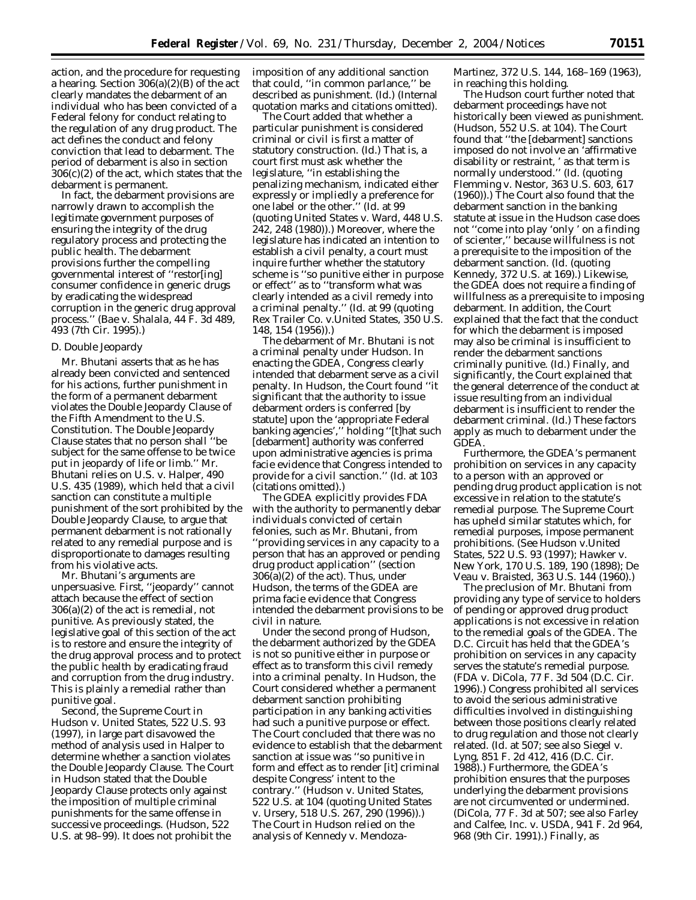action, and the procedure for requesting a hearing. Section 306(a)(2)(B) of the act clearly mandates the debarment of an individual who has been convicted of a Federal felony for conduct relating to the regulation of any drug product. The act defines the conduct and felony conviction that lead to debarment. The period of debarment is also in section 306(c)(2) of the act, which states that the debarment is permanent.

In fact, the debarment provisions are narrowly drawn to accomplish the legitimate government purposes of ensuring the integrity of the drug regulatory process and protecting the public health. The debarment provisions further the compelling governmental interest of ''restor[ing] consumer confidence in generic drugs by eradicating the widespread corruption in the generic drug approval process.'' (*Bae* v. *Shalala*, 44 F. 3d 489, 493 (7th Cir. 1995).)

### D. Double Jeopardy

Mr. Bhutani asserts that as he has already been convicted and sentenced for his actions, further punishment in the form of a permanent debarment violates the Double Jeopardy Clause of the Fifth Amendment to the U.S. Constitution. The Double Jeopardy Clause states that no person shall ''be subject for the same offense to be twice put in jeopardy of life or limb.'' Mr. Bhutani relies on *U.S.* v. *Halper*, 490 U.S. 435 (1989), which held that a civil sanction can constitute a multiple punishment of the sort prohibited by the Double Jeopardy Clause, to argue that permanent debarment is not rationally related to any remedial purpose and is disproportionate to damages resulting from his violative acts.

Mr. Bhutani's arguments are unpersuasive. First, ''jeopardy'' cannot attach because the effect of section 306(a)(2) of the act is remedial, not punitive. As previously stated, the legislative goal of this section of the act is to restore and ensure the integrity of the drug approval process and to protect the public health by eradicating fraud and corruption from the drug industry. This is plainly a remedial rather than punitive goal.

Second, the Supreme Court in *Hudson* v. *United States*, 522 U.S. 93 (1997), in large part disavowed the method of analysis used in *Halper* to determine whether a sanction violates the Double Jeopardy Clause. The Court in *Hudson* stated that the Double Jeopardy Clause protects only against the imposition of multiple criminal punishments for the same offense in successive proceedings. (*Hudson*, 522 U.S. at 98–99). It does not prohibit the imposition of any additional sanction that could, ''in common parlance,'' be described as punishment. (*Id.*) (Internal quotation marks and citations omitted).

The Court added that whether a particular punishment is considered criminal or civil is first a matter of statutory construction. (*Id.*) That is, a court first must ask whether the legislature, ''in establishing the penalizing mechanism, indicated either expressly or impliedly a preference for one label or the other.'' (*Id.* at 99 (quoting *United States* v. *Ward*, 448 U.S. 242, 248 (1980)).) Moreover, where the legislature has indicated an intention to establish a civil penalty, a court must inquire further whether the statutory scheme is ''so punitive either in purpose or effect'' as to ''transform what was clearly intended as a civil remedy into a criminal penalty.'' (*Id.* at 99 (quoting *Rex Trailer Co.* v.*United States*, 350 U.S. 148, 154 (1956)).)

The debarment of Mr. Bhutani is not a criminal penalty under *Hudson*. In enacting the GDEA, Congress clearly intended that debarment serve as a civil penalty. In *Hudson*, the Court found ''it significant that the authority to issue debarment orders is conferred [by statute] upon the 'appropriate Federal banking agencies','' holding ''[t]hat such [debarment] authority was conferred upon administrative agencies is prima facie evidence that Congress intended to provide for a civil sanction.'' (*Id.* at 103 (citations omitted).)

The GDEA explicitly provides FDA with the authority to permanently debar individuals convicted of certain felonies, such as Mr. Bhutani, from ''providing services in any capacity to a person that has an approved or pending drug product application'' (section 306(a)(2) of the act). Thus, under *Hudson*, the terms of the GDEA are prima facie evidence that Congress intended the debarment provisions to be civil in nature.

Under the second prong of *Hudson*, the debarment authorized by the GDEA is not so punitive either in purpose or effect as to transform this civil remedy into a criminal penalty. In *Hudson*, the Court considered whether a permanent debarment sanction prohibiting participation in any banking activities had such a punitive purpose or effect. The Court concluded that there was no evidence to establish that the debarment sanction at issue was ''so punitive in form and effect as to render [it] criminal despite Congress' intent to the contrary.'' (*Hudson* v. *United States*, 522 U.S. at 104 (quoting *United States* v. *Ursery*, 518 U.S. 267, 290 (1996)).) The Court in *Hudson* relied on the analysis of *Kennedy* v. *Mendoza-Martinez*, 372 U.S. 144, 168–169 (1963), in reaching this holding.

The *Hudson* court further noted that debarment proceedings have not historically been viewed as punishment. (*Hudson*, 552 U.S. at 104). The Court found that ''the [debarment] sanctions imposed do not involve an 'affirmative disability or restraint, ' as that term is normally understood.'' (*Id.* (quoting *Flemming* v. *Nestor*, 363 U.S. 603, 617 (1960)).) The Court also found that the debarment sanction in the banking statute at issue in the *Hudson* case does not ''come into play 'only ' on a finding of scienter,'' because willfulness is not a prerequisite to the imposition of the debarment sanction. (*Id.* (quoting *Kennedy*, 372 U.S. at 169).) Likewise, the GDEA does not require a finding of willfulness as a prerequisite to imposing debarment. In addition, the Court explained that the fact that the conduct for which the debarment is imposed may also be criminal is insufficient to render the debarment sanctions criminally punitive. (*Id.*) Finally, and significantly, the Court explained that the general deterrence of the conduct at issue resulting from an individual debarment is insufficient to render the debarment criminal. (*Id.*) These factors apply as much to debarment under the GDEA.

Furthermore, the GDEA's permanent prohibition on services in any capacity to a person with an approved or pending drug product application is not excessive in relation to the statute's remedial purpose. The Supreme Court has upheld similar statutes which, for remedial purposes, impose permanent prohibitions. (See *Hudson* v.*United States*, 522 U.S. 93 (1997); *Hawker* v. *New York*, 170 U.S. 189, 190 (1898); *De Veau* v. *Braisted*, 363 U.S. 144 (1960).)

The preclusion of Mr. Bhutani from providing any type of service to holders of pending or approved drug product applications is not excessive in relation to the remedial goals of the GDEA. The D.C. Circuit has held that the GDEA's prohibition on services in any capacity serves the statute's remedial purpose. (*FDA* v. *DiCola*, 77 F. 3d 504 (D.C. Cir. 1996).) Congress prohibited all services to avoid the serious administrative difficulties involved in distinguishing between those positions clearly related to drug regulation and those not clearly related. (*Id.* at 507; see also *Siegel* v. *Lyng*, 851 F. 2d 412, 416 (D.C. Cir. 1988).) Furthermore, the GDEA's prohibition ensures that the purposes underlying the debarment provisions are not circumvented or undermined. (*DiCola*, 77 F. 3d at 507; see also *Farley and Calfee, Inc.* v. *USDA*, 941 F. 2d 964, 968 (9th Cir. 1991).) Finally, as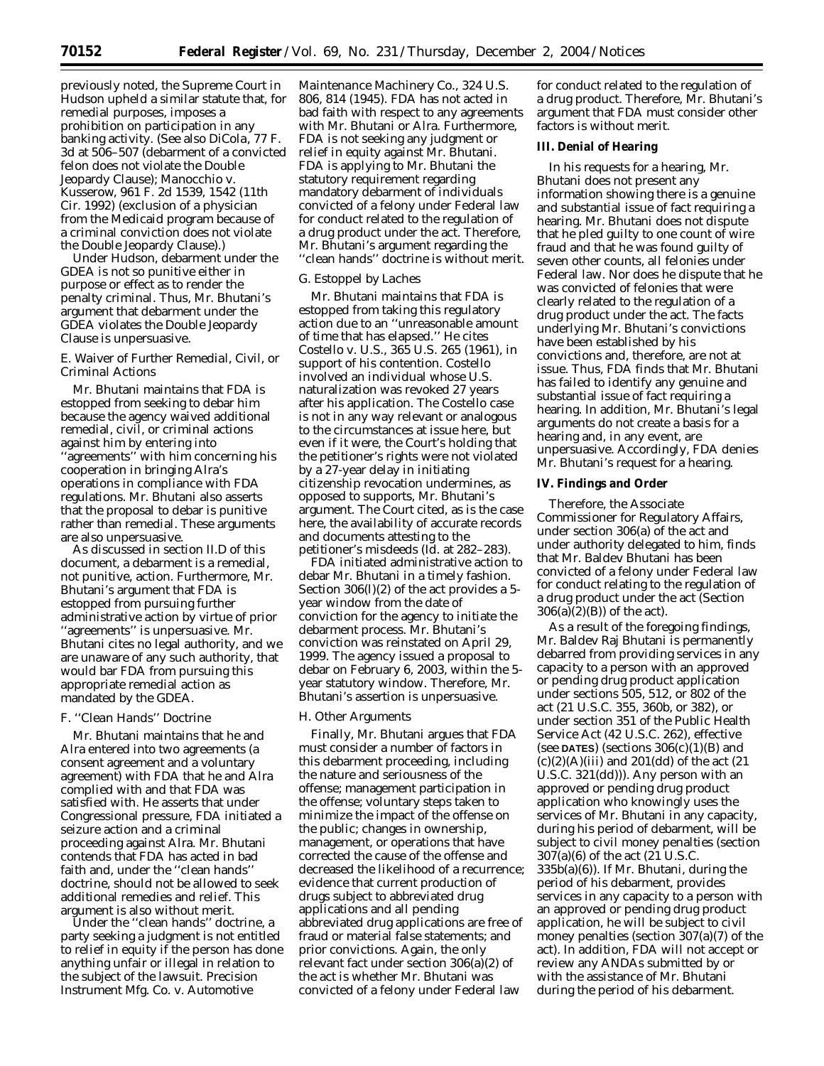previously noted, the Supreme Court in Hudson upheld a similar statute that, for remedial purposes, imposes a prohibition on participation in any banking activity. (See also DiCola, 77 F. 3d at 506–507 (debarment of a convicted felon does not violate the Double Jeopardy Clause); Manocchio v. Kusserow, 961 F. 2d 1539, 1542 (11th Cir. 1992) (exclusion of a physician from the Medicaid program because of a criminal conviction does not violate the Double Jeopardy Clause).)

Under Hudson, debarment under the GDEA is not so punitive either in purpose or effect as to render the penalty criminal. Thus, Mr. Bhutani's argument that debarment under the GDEA violates the Double Jeopardy Clause is unpersuasive.

*E. Waiver of Further Remedial, Civil, or Criminal Actions*

Mr. Bhutani maintains that FDA is estopped from seeking to debar him because the agency waived additional remedial, civil, or criminal actions against him by entering into ''agreements'' with him concerning his cooperation in bringing Alra's operations in compliance with FDA regulations. Mr. Bhutani also asserts that the proposal to debar is punitive rather than remedial. These arguments are also unpersuasive.

As discussed in section II.D of this document, a debarment is a remedial, not punitive, action. Furthermore, Mr. Bhutani's argument that FDA is estopped from pursuing further administrative action by virtue of prior ''agreements'' is unpersuasive. Mr. Bhutani cites no legal authority, and we are unaware of any such authority, that would bar FDA from pursuing this appropriate remedial action as mandated by the GDEA.

*F. ''Clean Hands'' Doctrine*

Mr. Bhutani maintains that he and Alra entered into two agreements (a consent agreement and a voluntary agreement) with FDA that he and Alra complied with and that FDA was satisfied with. He asserts that under Congressional pressure, FDA initiated a seizure action and a criminal proceeding against Alra. Mr. Bhutani contends that FDA has acted in bad faith and, under the ''clean hands'' doctrine, should not be allowed to seek additional remedies and relief. This argument is also without merit.

Under the ''clean hands'' doctrine, a party seeking a judgment is not entitled to relief in equity if the person has done anything unfair or illegal in relation to the subject of the lawsuit. Precision Instrument Mfg. Co. v. Automotive Maintenance Machinery Co., 324 U.S. 806, 814 (1945). FDA has not acted in bad faith with respect to any agreements with Mr. Bhutani or Alra. Furthermore, FDA is not seeking any judgment or relief in equity against Mr. Bhutani. FDA is applying to Mr. Bhutani the statutory requirement regarding mandatory debarment of individuals convicted of a felony under Federal law for conduct related to the regulation of a drug product under the act. Therefore, Mr. Bhutani's argument regarding the ''clean hands'' doctrine is without merit.

*G. Estoppel by Laches*

Mr. Bhutani maintains that FDA is estopped from taking this regulatory action due to an ''unreasonable amount of time that has elapsed.'' He cites Costello v. U.S., 365 U.S. 265 (1961), in support of his contention. Costello involved an individual whose U.S. naturalization was revoked 27 years after his application. The Costello case is not in any way relevant or analogous to the circumstances at issue here, but even if it were, the Court's holding that the petitioner's rights were not violated by a 27-year delay in initiating citizenship revocation undermines, as opposed to supports, Mr. Bhutani's argument. The Court cited, as is the case here, the availability of accurate records and documents attesting to the petitioner's misdeeds (Id. at 282–283).

FDA initiated administrative action to debar Mr. Bhutani in a timely fashion. Section 306(l)(2) of the act provides a 5-year window from the date of conviction for the agency to initiate the debarment process. Mr. Bhutani's conviction was reinstated on April 29, 1999. The agency issued a proposal to debar on February 6, 2003, within the 5-year statutory window. Therefore, Mr. Bhutani's assertion is unpersuasive.

*H. Other Arguments*

Finally, Mr. Bhutani argues that FDA must consider a number of factors in this debarment proceeding, including the nature and seriousness of the offense; management participation in the offense; voluntary steps taken to minimize the impact of the offense on the public; changes in ownership, management, or operations that have corrected the cause of the offense and decreased the likelihood of a recurrence; evidence that current production of drugs subject to abbreviated drug applications and all pending abbreviated drug applications are free of fraud or material false statements; and prior convictions. Again, the only relevant fact under section 306(a)(2) of the act is whether Mr. Bhutani was convicted of a felony under Federal law for conduct related to the regulation of a drug product. Therefore, Mr. Bhutani's argument that FDA must consider other factors is without merit.

**III. Denial of Hearing**

In his requests for a hearing, Mr. Bhutani does not present any information showing there is a genuine and substantial issue of fact requiring a hearing. Mr. Bhutani does not dispute that he pled guilty to one count of wire fraud and that he was found guilty of seven other counts, all felonies under Federal law. Nor does he dispute that he was convicted of felonies that were clearly related to the regulation of a drug product under the act. The facts underlying Mr. Bhutani's convictions have been established by his convictions and, therefore, are not at issue. Thus, FDA finds that Mr. Bhutani has failed to identify any genuine and substantial issue of fact requiring a hearing. In addition, Mr. Bhutani's legal arguments do not create a basis for a hearing and, in any event, are unpersuasive. Accordingly, FDA denies Mr. Bhutani's request for a hearing.

**IV. Findings and Order**

Therefore, the Associate Commissioner for Regulatory Affairs, under section 306(a) of the act and under authority delegated to him, finds that Mr. Baldev Bhutani has been convicted of a felony under Federal law for conduct relating to the regulation of a drug product under the act (Section 306(a)(2)(B)) of the act).

As a result of the foregoing findings, Mr. Baldev Raj Bhutani is permanently debarred from providing services in any capacity to a person with an approved or pending drug product application under sections 505, 512, or 802 of the act (21 U.S.C. 355, 360b, or 382), or under section 351 of the Public Health Service Act (42 U.S.C. 262), effective (see **DATES**) (sections 306(c)(1)(B) and (c)(2)(A)(iii) and 201(dd) of the act (21 U.S.C. 321(dd))). Any person with an approved or pending drug product application who knowingly uses the services of Mr. Bhutani in any capacity, during his period of debarment, will be subject to civil money penalties (section 307(a)(6) of the act (21 U.S.C. 335b(a)(6)). If Mr. Bhutani, during the period of his debarment, provides services in any capacity to a person with an approved or pending drug product application, he will be subject to civil money penalties (section 307(a)(7) of the act). In addition, FDA will not accept or review any ANDAs submitted by or with the assistance of Mr. Bhutani during the period of his debarment.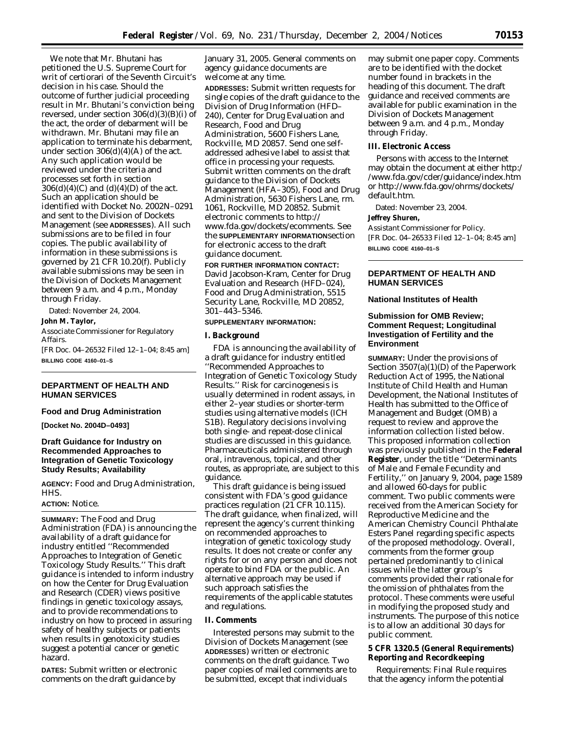We note that Mr. Bhutani has petitioned the U.S. Supreme Court for writ of certiorari of the Seventh Circuit's decision in his case. Should the outcome of further judicial proceeding result in Mr. Bhutani's conviction being reversed, under section 306(d)(3)(B)(i) of the act, the order of debarment will be withdrawn. Mr. Bhutani may file an application to terminate his debarment, under section 306(d)(4)(A) of the act. Any such application would be reviewed under the criteria and processes set forth in section 306(d)(4)(C) and (d)(4)(D) of the act. Such an application should be identified with Docket No. 2002N–0291 and sent to the Division of Dockets Management (see **ADDRESSES**). All such submissions are to be filed in four copies. The public availability of information in these submissions is governed by 21 CFR 10.20(f). Publicly available submissions may be seen in the Division of Dockets Management between 9 a.m. and 4 p.m., Monday through Friday.

Dated: November 24, 2004.

**John M. Taylor,**

*Associate Commissioner for Regulatory Affairs.*

[FR Doc. 04–26532 Filed 12–1–04; 8:45 am]

**BILLING CODE 4160–01–S**

---

## DEPARTMENT OF HEALTH AND HUMAN SERVICES

### Food and Drug Administration

**[Docket No. 2004D–0493]**

### Draft Guidance for Industry on Recommended Approaches to Integration of Genetic Toxicology Study Results; Availability

**AGENCY:** Food and Drug Administration, HHS.

**ACTION:** Notice.

**SUMMARY:** The Food and Drug Administration (FDA) is announcing the availability of a draft guidance for industry entitled ''Recommended Approaches to Integration of Genetic Toxicology Study Results.'' This draft guidance is intended to inform industry on how the Center for Drug Evaluation and Research (CDER) views positive findings in genetic toxicology assays, and to provide recommendations to industry on how to proceed in assuring safety of healthy subjects or patients when results in genotoxicity studies suggest a potential cancer or genetic hazard.

**DATES:** Submit written or electronic comments on the draft guidance by January 31, 2005. General comments on agency guidance documents are welcome at any time.

**ADDRESSES:** Submit written requests for single copies of the draft guidance to the Division of Drug Information (HFD–240), Center for Drug Evaluation and Research, Food and Drug Administration, 5600 Fishers Lane, Rockville, MD 20857. Send one self-addressed adhesive label to assist that office in processing your requests. Submit written comments on the draft guidance to the Division of Dockets Management (HFA–305), Food and Drug Administration, 5630 Fishers Lane, rm. 1061, Rockville, MD 20852. Submit electronic comments to http://www.fda.gov/dockets/ecomments. See the **SUPPLEMENTARY INFORMATION** section for electronic access to the draft guidance document.

**FOR FURTHER INFORMATION CONTACT:** David Jacobson-Kram, Center for Drug Evaluation and Research (HFD–024), Food and Drug Administration, 5515 Security Lane, Rockville, MD 20852, 301–443–5346.

**SUPPLEMENTARY INFORMATION:**

#### I. Background

FDA is announcing the availability of a draft guidance for industry entitled ''Recommended Approaches to Integration of Genetic Toxicology Study Results.'' Risk for carcinogenesis is usually determined in rodent assays, in either 2–year studies or shorter-term studies using alternative models (ICH S1B). Regulatory decisions involving both single- and repeat-dose clinical studies are discussed in this guidance. Pharmaceuticals administered through oral, intravenous, topical, and other routes, as appropriate, are subject to this guidance.

This draft guidance is being issued consistent with FDA's good guidance practices regulation (21 CFR 10.115). The draft guidance, when finalized, will represent the agency's current thinking on recommended approaches to integration of genetic toxicology study results. It does not create or confer any rights for or on any person and does not operate to bind FDA or the public. An alternative approach may be used if such approach satisfies the requirements of the applicable statutes and regulations.

#### II. Comments

Interested persons may submit to the Division of Dockets Management (see **ADDRESSES**) written or electronic comments on the draft guidance. Two paper copies of mailed comments are to be submitted, except that individuals may submit one paper copy. Comments are to be identified with the docket number found in brackets in the heading of this document. The draft guidance and received comments are available for public examination in the Division of Dockets Management between 9 a.m. and 4 p.m., Monday through Friday.

#### III. Electronic Access

Persons with access to the Internet may obtain the document at either http://www.fda.gov/cder/guidance/index.htm or http://www.fda.gov/ohrms/dockets/default.htm.

Dated: November 23, 2004.

**Jeffrey Shuren,**

*Assistant Commissioner for Policy.*

[FR Doc. 04–26533 Filed 12–1–04; 8:45 am]

**BILLING CODE 4160–01–S**

---

## DEPARTMENT OF HEALTH AND HUMAN SERVICES

### National Institutes of Health

### Submission for OMB Review; Comment Request; Longitudinal Investigation of Fertility and the Environment

**SUMMARY:** Under the provisions of Section 3507(a)(1)(D) of the Paperwork Reduction Act of 1995, the National Institute of Child Health and Human Development, the National Institutes of Health has submitted to the Office of Management and Budget (OMB) a request to review and approve the information collection listed below. This proposed information collection was previously published in the **Federal Register**, under the title ''Determinants of Male and Female Fecundity and Fertility,'' on January 9, 2004, page 1589 and allowed 60-days for public comment. Two public comments were received from the American Society for Reproductive Medicine and the American Chemistry Council Phthalate Esters Panel regarding specific aspects of the proposed methodology. Overall, comments from the former group pertained predominantly to clinical issues while the latter group's comments provided their rationale for the omission of phthalates from the protocol. These comments were useful in modifying the proposed study and instruments. The purpose of this notice is to allow an additional 30 days for public comment.

#### 5 CFR 1320.5 (General Requirements) Reporting and Recordkeeping

*Requirements:* Final Rule requires that the agency inform the potential